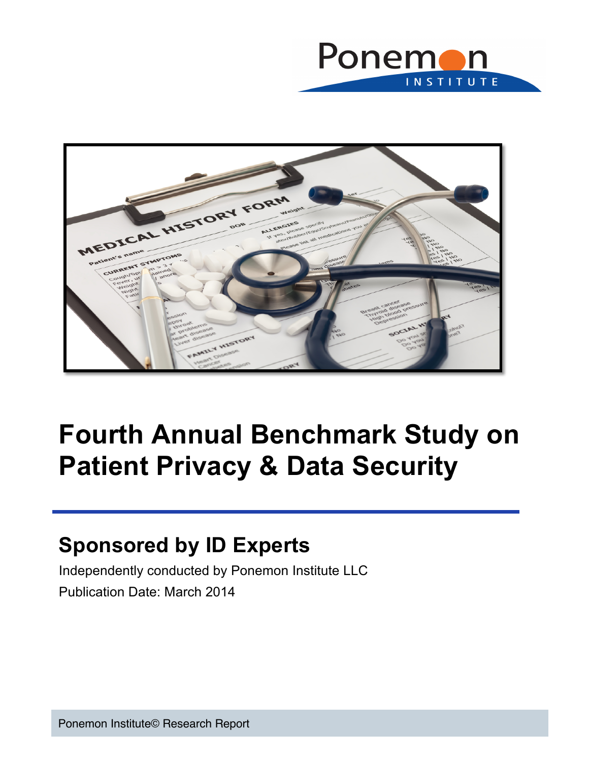# Fourth Annual Benchmark Study on Patient Privacy & Data Security

## Sponsored by ID Experts

Independently conducted by Ponemon Institute LLC

Publication Date: March 2014

Ponemon Institute© Research Report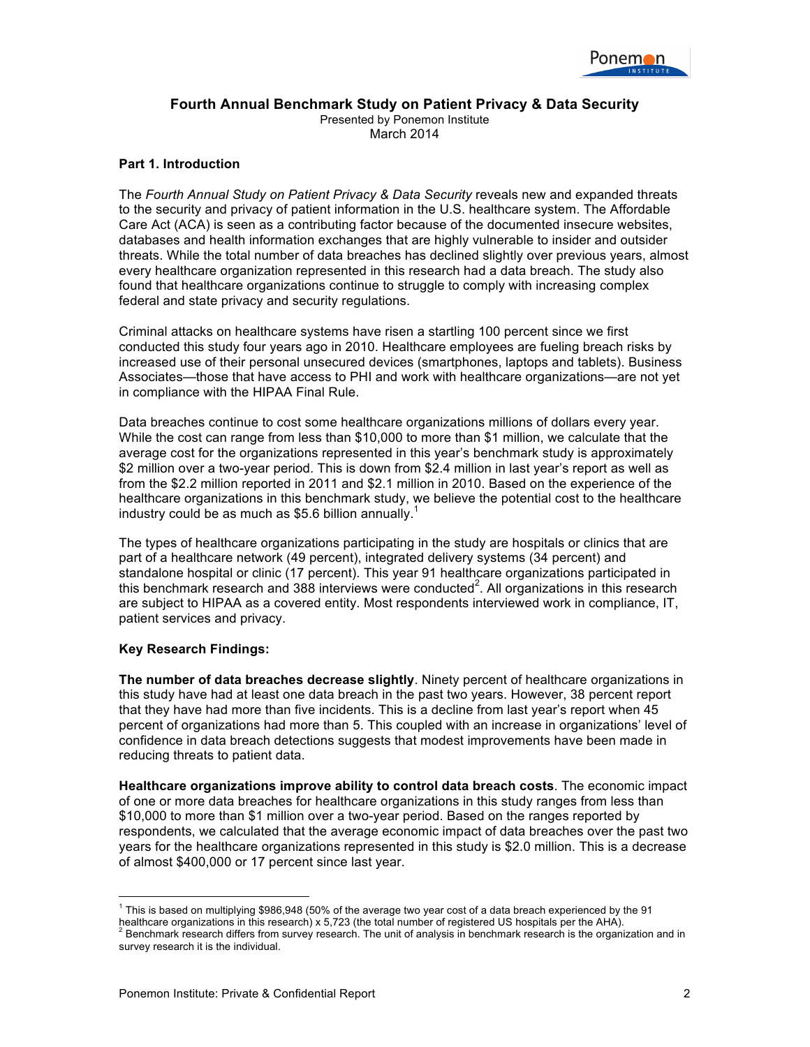**Fourth Annual Benchmark Study on Patient Privacy & Data Security**

Presented by Ponemon Institute
March 2014

**Part 1. Introduction**

The *Fourth Annual Study on Patient Privacy & Data Security* reveals new and expanded threats to the security and privacy of patient information in the U.S. healthcare system. The Affordable Care Act (ACA) is seen as a contributing factor because of the documented insecure websites, databases and health information exchanges that are highly vulnerable to insider and outsider threats. While the total number of data breaches has declined slightly over previous years, almost every healthcare organization represented in this research had a data breach. The study also found that healthcare organizations continue to struggle to comply with increasing complex federal and state privacy and security regulations.

Criminal attacks on healthcare systems have risen a startling 100 percent since we first conducted this study four years ago in 2010. Healthcare employees are fueling breach risks by increased use of their personal unsecured devices (smartphones, laptops and tablets). Business Associates—those that have access to PHI and work with healthcare organizations—are not yet in compliance with the HIPAA Final Rule.

Data breaches continue to cost some healthcare organizations millions of dollars every year. While the cost can range from less than $10,000 to more than $1 million, we calculate that the average cost for the organizations represented in this year's benchmark study is approximately $2 million over a two-year period. This is down from $2.4 million in last year's report as well as from the $2.2 million reported in 2011 and $2.1 million in 2010. Based on the experience of the healthcare organizations in this benchmark study, we believe the potential cost to the healthcare industry could be as much as $5.6 billion annually.[1]

The types of healthcare organizations participating in the study are hospitals or clinics that are part of a healthcare network (49 percent), integrated delivery systems (34 percent) and standalone hospital or clinic (17 percent). This year 91 healthcare organizations participated in this benchmark research and 388 interviews were conducted[2]. All organizations in this research are subject to HIPAA as a covered entity. Most respondents interviewed work in compliance, IT, patient services and privacy.

**Key Research Findings:**

**The number of data breaches decrease slightly**. Ninety percent of healthcare organizations in this study have had at least one data breach in the past two years. However, 38 percent report that they have had more than five incidents. This is a decline from last year's report when 45 percent of organizations had more than 5. This coupled with an increase in organizations' level of confidence in data breach detections suggests that modest improvements have been made in reducing threats to patient data.

**Healthcare organizations improve ability to control data breach costs**. The economic impact of one or more data breaches for healthcare organizations in this study ranges from less than $10,000 to more than $1 million over a two-year period. Based on the ranges reported by respondents, we calculated that the average economic impact of data breaches over the past two years for the healthcare organizations represented in this study is $2.0 million. This is a decrease of almost $400,000 or 17 percent since last year.

---

[1] This is based on multiplying $986,948 (50% of the average two year cost of a data breach experienced by the 91 healthcare organizations in this research) x 5,723 (the total number of registered US hospitals per the AHA).

[2] Benchmark research differs from survey research. The unit of analysis in benchmark research is the organization and in survey research it is the individual.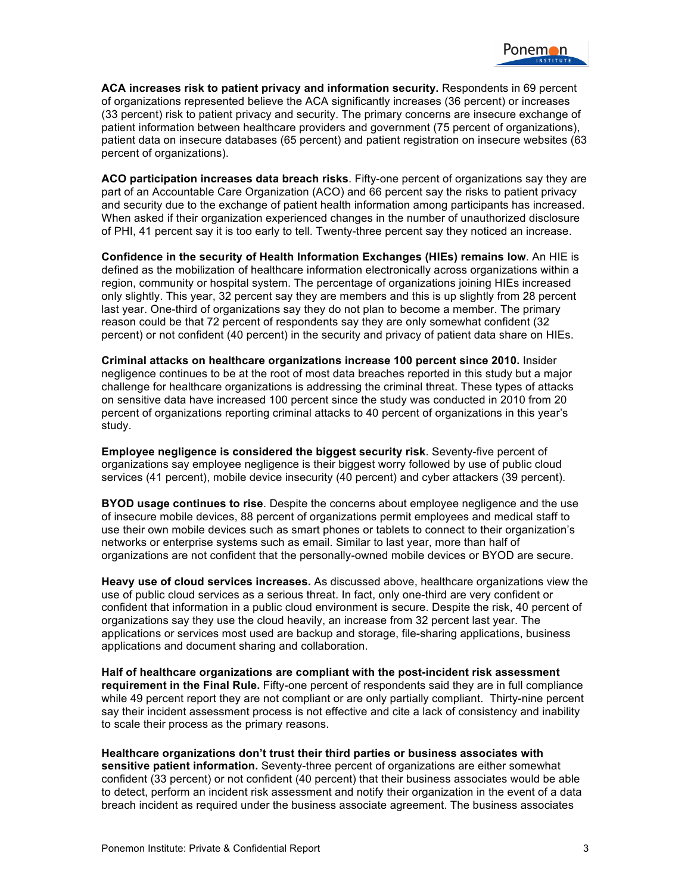**ACA increases risk to patient privacy and information security.** Respondents in 69 percent of organizations represented believe the ACA significantly increases (36 percent) or increases (33 percent) risk to patient privacy and security. The primary concerns are insecure exchange of patient information between healthcare providers and government (75 percent of organizations), patient data on insecure databases (65 percent) and patient registration on insecure websites (63 percent of organizations).

**ACO participation increases data breach risks**. Fifty-one percent of organizations say they are part of an Accountable Care Organization (ACO) and 66 percent say the risks to patient privacy and security due to the exchange of patient health information among participants has increased. When asked if their organization experienced changes in the number of unauthorized disclosure of PHI, 41 percent say it is too early to tell. Twenty-three percent say they noticed an increase.

**Confidence in the security of Health Information Exchanges (HIEs) remains low**. An HIE is defined as the mobilization of healthcare information electronically across organizations within a region, community or hospital system. The percentage of organizations joining HIEs increased only slightly. This year, 32 percent say they are members and this is up slightly from 28 percent last year. One-third of organizations say they do not plan to become a member. The primary reason could be that 72 percent of respondents say they are only somewhat confident (32 percent) or not confident (40 percent) in the security and privacy of patient data share on HIEs.

**Criminal attacks on healthcare organizations increase 100 percent since 2010.** Insider negligence continues to be at the root of most data breaches reported in this study but a major challenge for healthcare organizations is addressing the criminal threat. These types of attacks on sensitive data have increased 100 percent since the study was conducted in 2010 from 20 percent of organizations reporting criminal attacks to 40 percent of organizations in this year's study.

**Employee negligence is considered the biggest security risk**. Seventy-five percent of organizations say employee negligence is their biggest worry followed by use of public cloud services (41 percent), mobile device insecurity (40 percent) and cyber attackers (39 percent).

**BYOD usage continues to rise**. Despite the concerns about employee negligence and the use of insecure mobile devices, 88 percent of organizations permit employees and medical staff to use their own mobile devices such as smart phones or tablets to connect to their organization's networks or enterprise systems such as email. Similar to last year, more than half of organizations are not confident that the personally-owned mobile devices or BYOD are secure.

**Heavy use of cloud services increases.** As discussed above, healthcare organizations view the use of public cloud services as a serious threat. In fact, only one-third are very confident or confident that information in a public cloud environment is secure. Despite the risk, 40 percent of organizations say they use the cloud heavily, an increase from 32 percent last year. The applications or services most used are backup and storage, file-sharing applications, business applications and document sharing and collaboration.

**Half of healthcare organizations are compliant with the post-incident risk assessment requirement in the Final Rule.** Fifty-one percent of respondents said they are in full compliance while 49 percent report they are not compliant or are only partially compliant. Thirty-nine percent say their incident assessment process is not effective and cite a lack of consistency and inability to scale their process as the primary reasons.

**Healthcare organizations don't trust their third parties or business associates with sensitive patient information.** Seventy-three percent of organizations are either somewhat confident (33 percent) or not confident (40 percent) that their business associates would be able to detect, perform an incident risk assessment and notify their organization in the event of a data breach incident as required under the business associate agreement. The business associates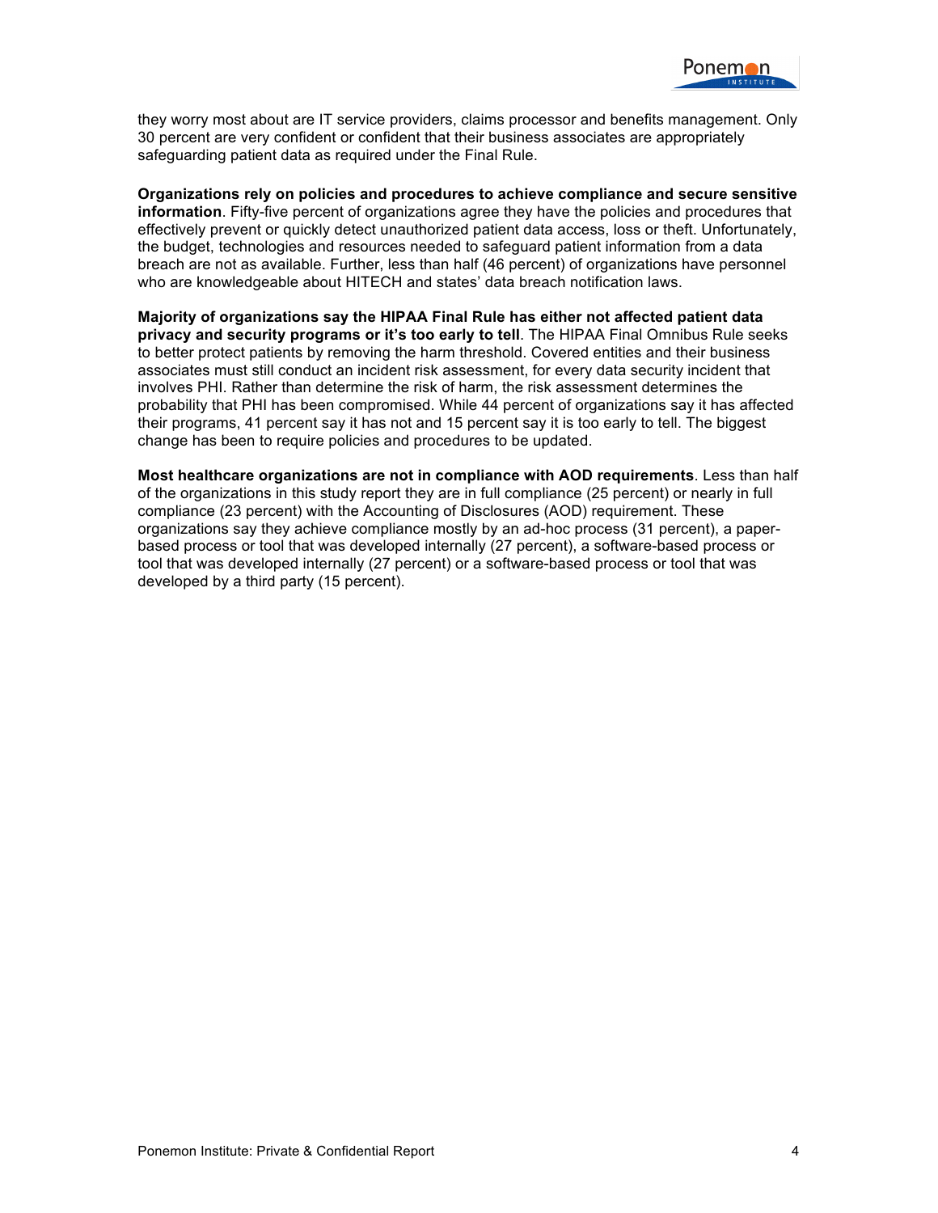they worry most about are IT service providers, claims processor and benefits management. Only 30 percent are very confident or confident that their business associates are appropriately safeguarding patient data as required under the Final Rule.

**Organizations rely on policies and procedures to achieve compliance and secure sensitive information**. Fifty-five percent of organizations agree they have the policies and procedures that effectively prevent or quickly detect unauthorized patient data access, loss or theft. Unfortunately, the budget, technologies and resources needed to safeguard patient information from a data breach are not as available. Further, less than half (46 percent) of organizations have personnel who are knowledgeable about HITECH and states' data breach notification laws.

**Majority of organizations say the HIPAA Final Rule has either not affected patient data privacy and security programs or it's too early to tell**. The HIPAA Final Omnibus Rule seeks to better protect patients by removing the harm threshold. Covered entities and their business associates must still conduct an incident risk assessment, for every data security incident that involves PHI. Rather than determine the risk of harm, the risk assessment determines the probability that PHI has been compromised. While 44 percent of organizations say it has affected their programs, 41 percent say it has not and 15 percent say it is too early to tell. The biggest change has been to require policies and procedures to be updated.

**Most healthcare organizations are not in compliance with AOD requirements**. Less than half of the organizations in this study report they are in full compliance (25 percent) or nearly in full compliance (23 percent) with the Accounting of Disclosures (AOD) requirement. These organizations say they achieve compliance mostly by an ad-hoc process (31 percent), a paper-based process or tool that was developed internally (27 percent), a software-based process or tool that was developed internally (27 percent) or a software-based process or tool that was developed by a third party (15 percent).